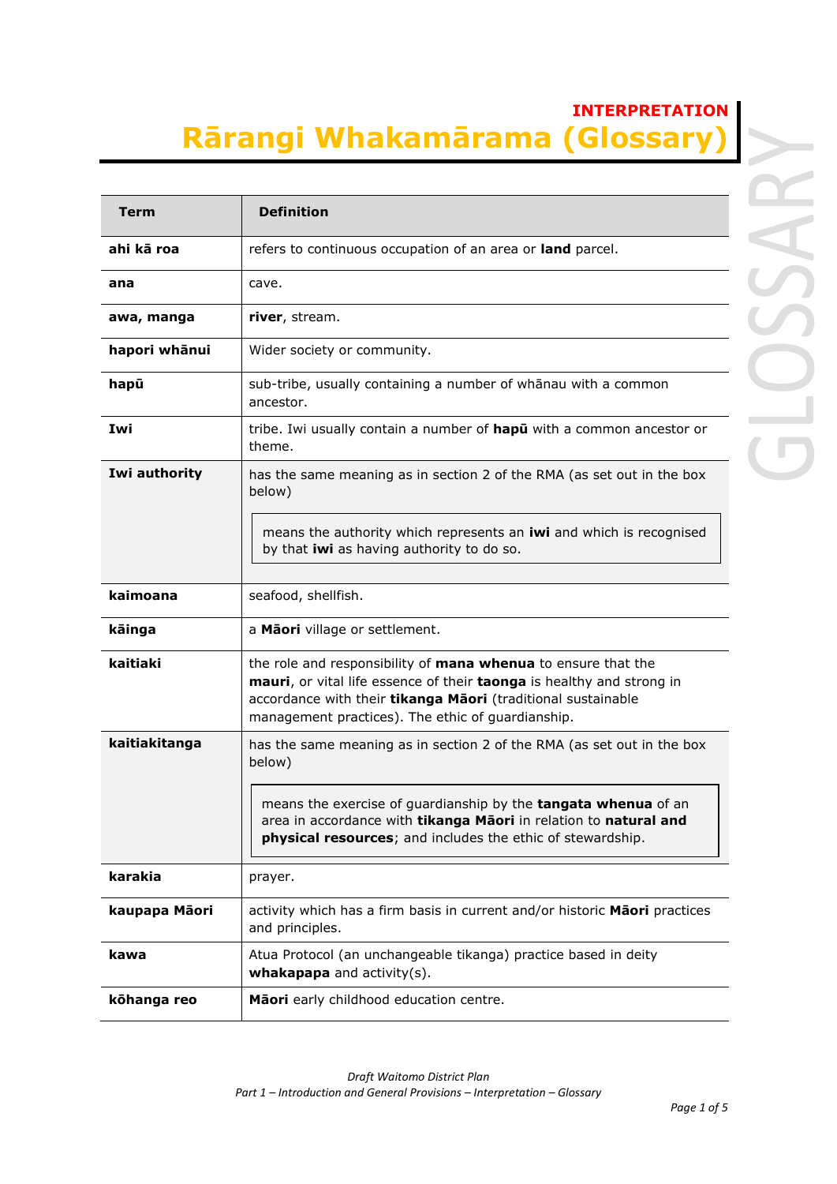**INTERPRETATION**

# Rārangi Whakamārama (Glossary)

| Term | Definition |
|---|---|
| **ahi kā roa** | refers to continuous occupation of an area or **land** parcel. |
| **ana** | cave. |
| **awa, manga** | **river**, stream. |
| **hapori whānui** | Wider society or community. |
| **hapū** | sub-tribe, usually containing a number of whānau with a common ancestor. |
| **Iwi** | tribe. Iwi usually contain a number of **hapū** with a common ancestor or theme. |
| **Iwi authority** | has the same meaning as in section 2 of the RMA (as set out in the box below)<br><br>means the authority which represents an **iwi** and which is recognised by that **iwi** as having authority to do so. |
| **kaimoana** | seafood, shellfish. |
| **kāinga** | a **Māori** village or settlement. |
| **kaitiaki** | the role and responsibility of **mana whenua** to ensure that the **mauri**, or vital life essence of their **taonga** is healthy and strong in accordance with their **tikanga Māori** (traditional sustainable management practices). The ethic of guardianship. |
| **kaitiakitanga** | has the same meaning as in section 2 of the RMA (as set out in the box below)<br><br>means the exercise of guardianship by the **tangata whenua** of an area in accordance with **tikanga Māori** in relation to **natural and physical resources**; and includes the ethic of stewardship. |
| **karakia** | prayer. |
| **kaupapa Māori** | activity which has a firm basis in current and/or historic **Māori** practices and principles. |
| **kawa** | Atua Protocol (an unchangeable tikanga) practice based in deity **whakapapa** and activity(s). |
| **kōhanga reo** | **Māori** early childhood education centre. |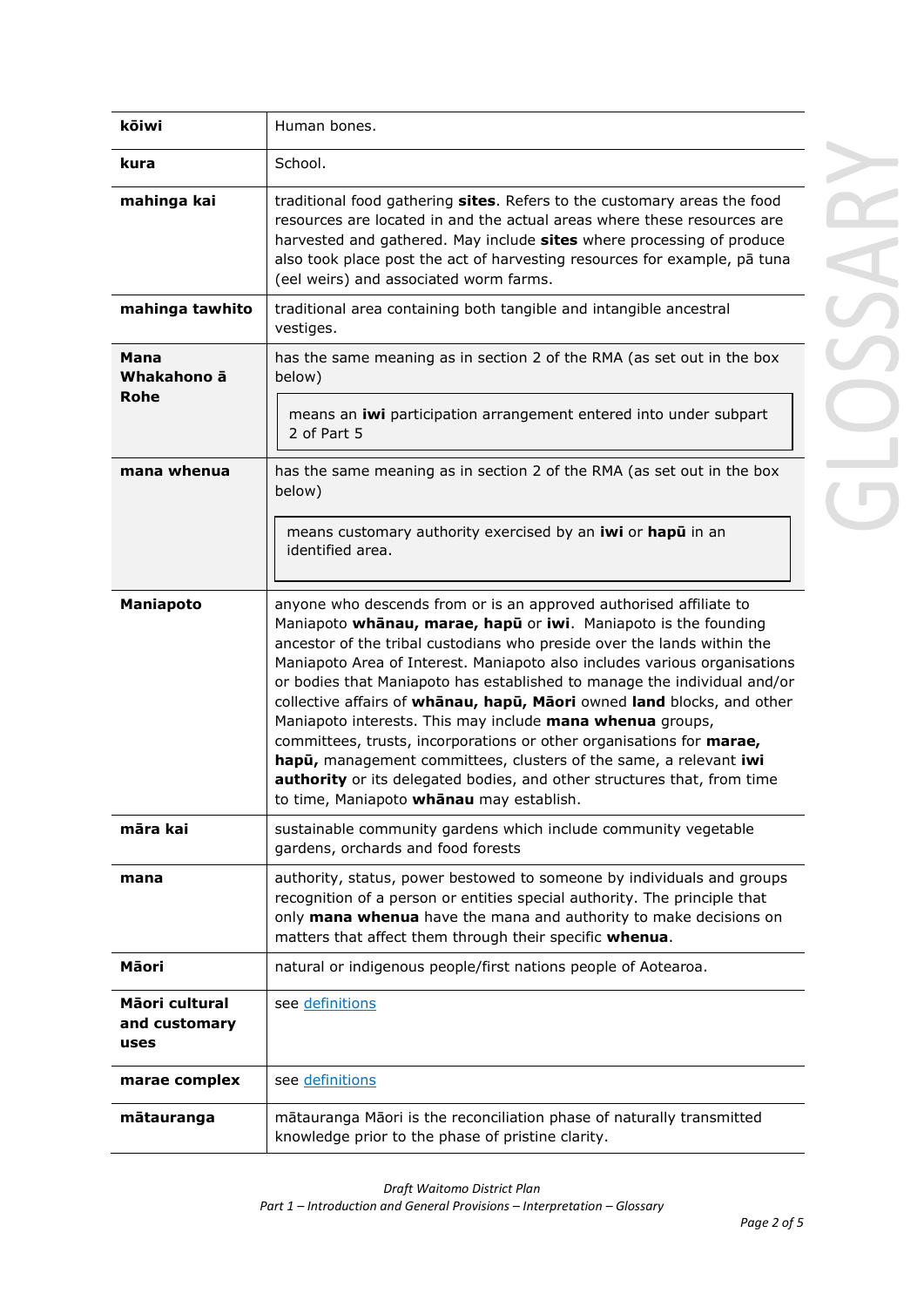| | |
|---|---|
| **kōiwi** | Human bones. |
| **kura** | School. |
| **mahinga kai** | traditional food gathering **sites**. Refers to the customary areas the food resources are located in and the actual areas where these resources are harvested and gathered. May include **sites** where processing of produce also took place post the act of harvesting resources for example, pā tuna (eel weirs) and associated worm farms. |
| **mahinga tawhito** | traditional area containing both tangible and intangible ancestral vestiges. |
| **Mana Whakahono ā Rohe** | has the same meaning as in section 2 of the RMA (as set out in the box below)<br><br>means an **iwi** participation arrangement entered into under subpart 2 of Part 5 |
| **mana whenua** | has the same meaning as in section 2 of the RMA (as set out in the box below)<br><br>means customary authority exercised by an **iwi** or **hapū** in an identified area. |
| **Maniapoto** | anyone who descends from or is an approved authorised affiliate to Maniapoto **whānau, marae, hapū** or **iwi**. Maniapoto is the founding ancestor of the tribal custodians who preside over the lands within the Maniapoto Area of Interest. Maniapoto also includes various organisations or bodies that Maniapoto has established to manage the individual and/or collective affairs of **whānau, hapū, Māori** owned **land** blocks, and other Maniapoto interests. This may include **mana whenua** groups, committees, trusts, incorporations or other organisations for **marae, hapū,** management committees, clusters of the same, a relevant **iwi authority** or its delegated bodies, and other structures that, from time to time, Maniapoto **whānau** may establish. |
| **māra kai** | sustainable community gardens which include community vegetable gardens, orchards and food forests |
| **mana** | authority, status, power bestowed to someone by individuals and groups recognition of a person or entities special authority. The principle that only **mana whenua** have the mana and authority to make decisions on matters that affect them through their specific **whenua**. |
| **Māori** | natural or indigenous people/first nations people of Aotearoa. |
| **Māori cultural and customary uses** | see definitions |
| **marae complex** | see definitions |
| **mātauranga** | mātauranga Māori is the reconciliation phase of naturally transmitted knowledge prior to the phase of pristine clarity. |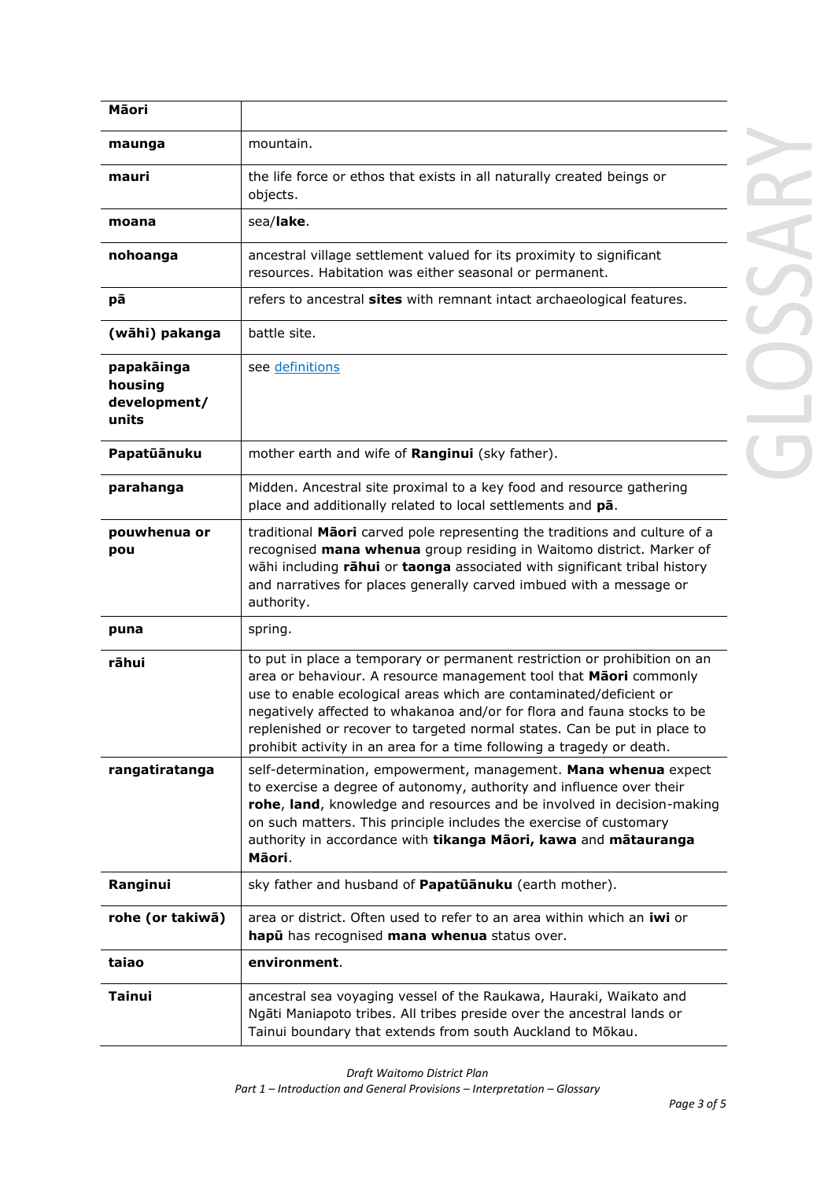| **Māori** | |
|---|---|
| **maunga** | mountain. |
| **mauri** | the life force or ethos that exists in all naturally created beings or objects. |
| **moana** | sea/**lake**. |
| **nohoanga** | ancestral village settlement valued for its proximity to significant resources. Habitation was either seasonal or permanent. |
| **pā** | refers to ancestral **sites** with remnant intact archaeological features. |
| **(wāhi) pakanga** | battle site. |
| **papakāinga housing development/ units** | see [definitions](definitions) |
| **Papatūānuku** | mother earth and wife of **Ranginui** (sky father). |
| **parahanga** | Midden. Ancestral site proximal to a key food and resource gathering place and additionally related to local settlements and **pā**. |
| **pouwhenua or pou** | traditional **Māori** carved pole representing the traditions and culture of a recognised **mana whenua** group residing in Waitomo district. Marker of wāhi including **rāhui** or **taonga** associated with significant tribal history and narratives for places generally carved imbued with a message or authority. |
| **puna** | spring. |
| **rāhui** | to put in place a temporary or permanent restriction or prohibition on an area or behaviour. A resource management tool that **Māori** commonly use to enable ecological areas which are contaminated/deficient or negatively affected to whakanoa and/or for flora and fauna stocks to be replenished or recover to targeted normal states. Can be put in place to prohibit activity in an area for a time following a tragedy or death. |
| **rangatiratanga** | self-determination, empowerment, management. **Mana whenua** expect to exercise a degree of autonomy, authority and influence over their **rohe**, **land**, knowledge and resources and be involved in decision-making on such matters. This principle includes the exercise of customary authority in accordance with **tikanga Māori, kawa** and **mātauranga Māori**. |
| **Ranginui** | sky father and husband of **Papatūānuku** (earth mother). |
| **rohe (or takiwā)** | area or district. Often used to refer to an area within which an **iwi** or **hapū** has recognised **mana whenua** status over. |
| **taiao** | **environment**. |
| **Tainui** | ancestral sea voyaging vessel of the Raukawa, Hauraki, Waikato and Ngāti Maniapoto tribes. All tribes preside over the ancestral lands or Tainui boundary that extends from south Auckland to Mōkau. |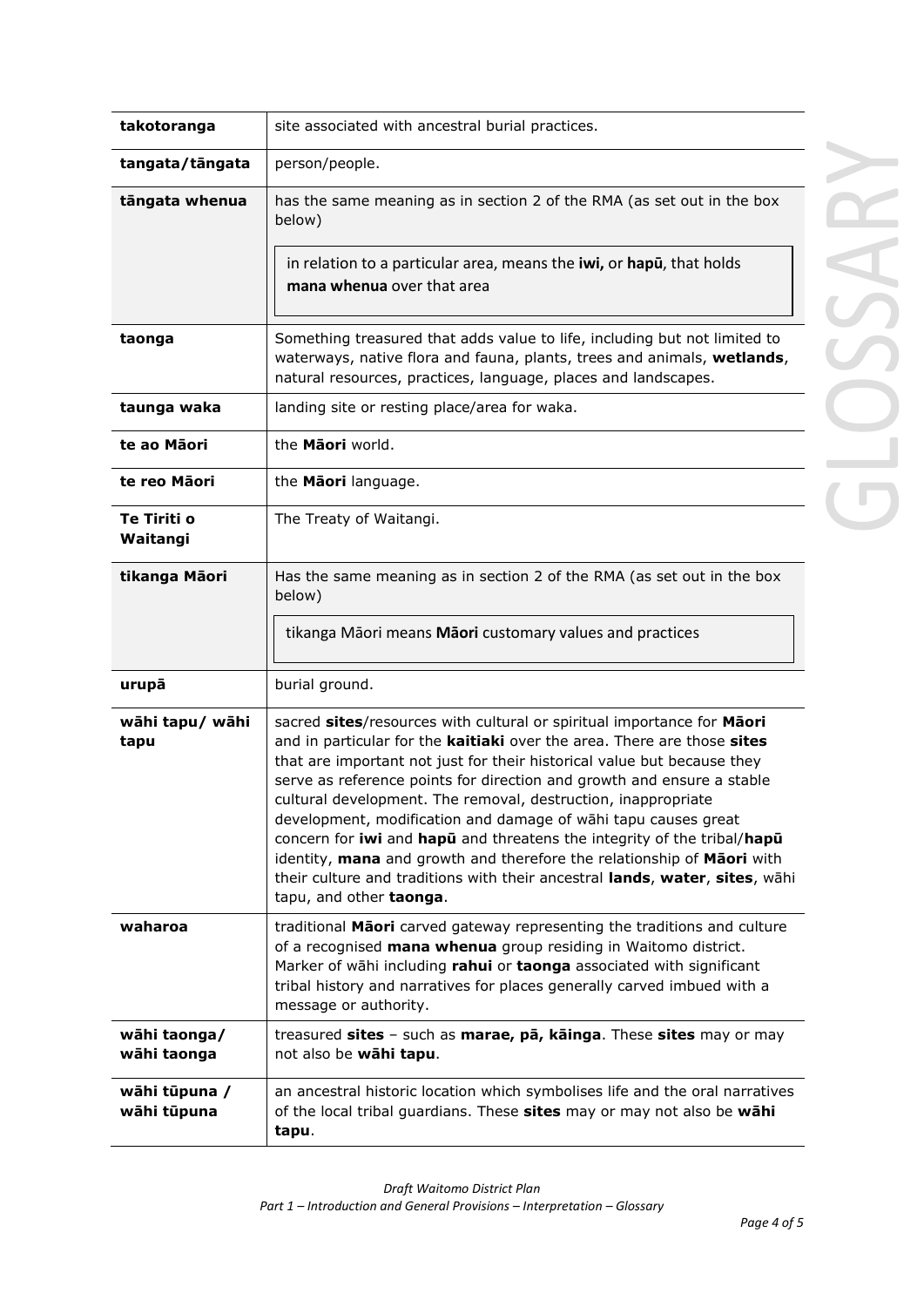| | |
|---|---|
| **takotoranga** | site associated with ancestral burial practices. |
| **tangata/tāngata** | person/people. |
| **tāngata whenua** | has the same meaning as in section 2 of the RMA (as set out in the box below)<br><br>in relation to a particular area, means the **iwi,** or **hapū**, that holds **mana whenua** over that area |
| **taonga** | Something treasured that adds value to life, including but not limited to waterways, native flora and fauna, plants, trees and animals, **wetlands**, natural resources, practices, language, places and landscapes. |
| **taunga waka** | landing site or resting place/area for waka. |
| **te ao Māori** | the **Māori** world. |
| **te reo Māori** | the **Māori** language. |
| **Te Tiriti o Waitangi** | The Treaty of Waitangi. |
| **tikanga Māori** | Has the same meaning as in section 2 of the RMA (as set out in the box below)<br><br>tikanga Māori means **Māori** customary values and practices |
| **urupā** | burial ground. |
| **wāhi tapu/ wāhi tapu** | sacred **sites**/resources with cultural or spiritual importance for **Māori** and in particular for the **kaitiaki** over the area. There are those **sites** that are important not just for their historical value but because they serve as reference points for direction and growth and ensure a stable cultural development. The removal, destruction, inappropriate development, modification and damage of wāhi tapu causes great concern for **iwi** and **hapū** and threatens the integrity of the tribal/**hapū** identity, **mana** and growth and therefore the relationship of **Māori** with their culture and traditions with their ancestral **lands**, **water**, **sites**, wāhi tapu, and other **taonga**. |
| **waharoa** | traditional **Māori** carved gateway representing the traditions and culture of a recognised **mana whenua** group residing in Waitomo district. Marker of wāhi including **rahui** or **taonga** associated with significant tribal history and narratives for places generally carved imbued with a message or authority. |
| **wāhi taonga/ wāhi taonga** | treasured **sites** – such as **marae, pā, kāinga**. These **sites** may or may not also be **wāhi tapu**. |
| **wāhi tūpuna / wāhi tūpuna** | an ancestral historic location which symbolises life and the oral narratives of the local tribal guardians. These **sites** may or may not also be **wāhi tapu**. |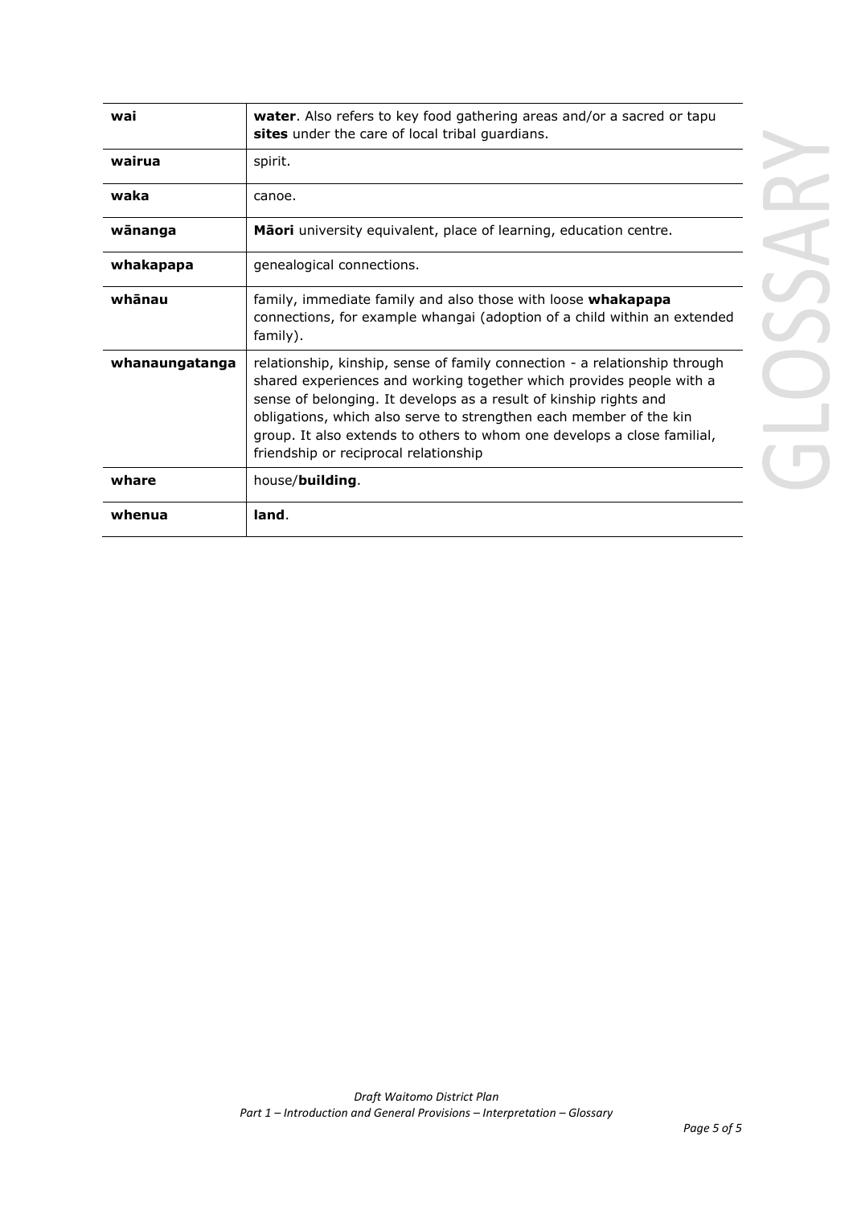| | |
|---|---|
| **wai** | **water**. Also refers to key food gathering areas and/or a sacred or tapu **sites** under the care of local tribal guardians. |
| **wairua** | spirit. |
| **waka** | canoe. |
| **wānanga** | **Māori** university equivalent, place of learning, education centre. |
| **whakapapa** | genealogical connections. |
| **whānau** | family, immediate family and also those with loose **whakapapa** connections, for example whangai (adoption of a child within an extended family). |
| **whanaungatanga** | relationship, kinship, sense of family connection - a relationship through shared experiences and working together which provides people with a sense of belonging. It develops as a result of kinship rights and obligations, which also serve to strengthen each member of the kin group. It also extends to others to whom one develops a close familial, friendship or reciprocal relationship |
| **whare** | house/**building**. |
| **whenua** | **land**. |